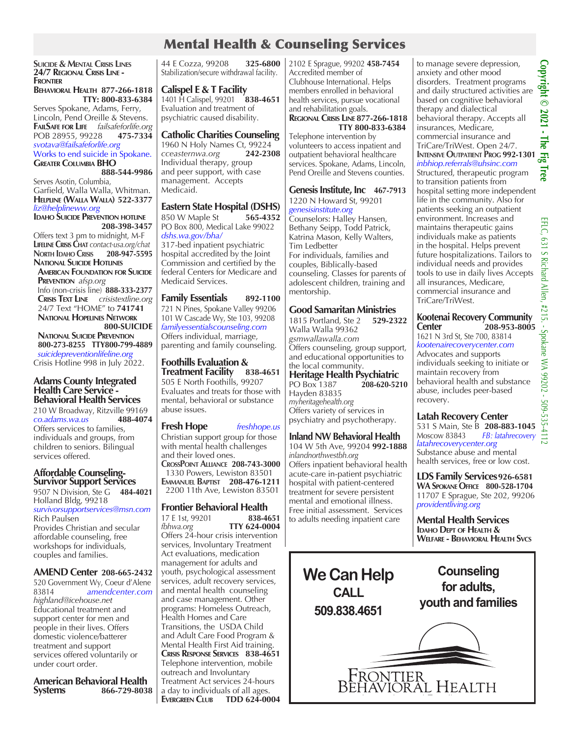# Mental Health & Counseling Services

**Suicide & Mental Crisis Lines**
**24/7 Regional Crisis Line - Frontier**
**Behavioral Health 877-266-1818**
**TTY: 800-833-6384**
Serves Spokane, Adams, Ferry, Lincoln, Pend Oreille & Stevens.

**FailSafe for Life** *failsafeforlife.org*
POB 28955, 99228 **475-7334**
*svotava@failsafeforlife.org*
Works to end suicide in Spokane.

**Greater Columbia BHO**
**888-544-9986**
Serves Asotin, Columbia, Garfield, Walla Walla, Whitman.

**Helpline (Walla Walla) 522-3377**
*liz@helplineww.org*

**Idaho Suicide Prevention hotline**
**208-398-3457**
Offers text 3 pm to midnight, M-F

**Lifeline Crisis Chat** *contact-usa.org/chat*

**North Idaho Crisis 208-947-5595**

**National Suicide Hotlines**

**American Foundation for Suicide Prevention** *afsp.org*
Info (non-crisis line) **888-333-2377**

**Crisis Text Line** *crisistextline.org*
24/7 Text "HOME" to **741741**

**National Hopelines Network**
**800-SUICIDE**

**National Suicide Prevention**
**800-273-8255 TTY800-799-4889**
*suicidepreventionlifeline.org*
Crisis Hotline 998 in July 2022.

## Adams County Integrated Health Care Service - Behavioral Health Services
210 W Broadway, Ritzville 99169
*co.adams.wa.us* **488-4074**
Offers services to families, individuals and groups, from children to seniors. Bilingual services offered.

## Affordable Counseling-Survivor Support Services
9507 N Division, Ste G **484-4021**
Holland Bldg, 99218
*survivorsupportservices@msn.com*
Rich Paulsen
Provides Christian and secular affordable counseling, free workshops for individuals, couples and families.

## AMEND Center 208-665-2432
520 Government Wy, Coeur d'Alene 83814 *amendcenter.com*
*highland@icehouse.net*
Educational treatment and support center for men and people in their lives. Offers domestic violence/batterer treatment and support services offered voluntarily or under court order.

## American Behavioral Health Systems 866-729-8038
44 E Cozza, 99208 **325-6800**
Stabilization/secure withdrawal facility.

## Calispel E & T Facility
1401 H Calispel, 99201 **838-4651**
Evaluation and treatment of psychiatric caused disability.

## Catholic Charities Counseling
1960 N Holy Names Ct, 99224
*cceasternwa.org* **242-2308**
Individual therapy, group and peer support, with case management. Accepts Medicaid.

## Eastern State Hospital (DSHS)
850 W Maple St **565-4352**
PO Box 800, Medical Lake 99022
*dshs.wa.gov/bha/*
317-bed inpatient psychiatric hospital accredited by the Joint Commission and certified by the federal Centers for Medicare and Medicaid Services.

## Family Essentials 892-1100
721 N Pines, Spokane Valley 99206
101 W Cascade Wy, Ste 103, 99208
*familyessentialscounseling.com*
Offers individual, marriage, parenting and family counseling.

## Foothills Evaluation & Treatment Facility 838-4651
505 E North Foothills, 99207
Evaluates and treats for those with mental, behavioral or substance abuse issues.

## Fresh Hope *freshhope.us*
Christian support group for those with mental health challenges and their loved ones.

**CrossPoint Alliance 208-743-3000**
1330 Powers, Lewiston 83501

**Emmanuel Baptist 208-476-1211**
2200 11th Ave, Lewiston 83501

## Frontier Behavioral Health
17 E 1st, 99201 **838-4651**
*fbhwa.org* **TTY 624-0004**
Offers 24-hour crisis intervention services, Involuntary Treatment Act evaluations, medication management for adults and youth, psychological assessment services, adult recovery services, and mental health counseling and case management. Other programs: Homeless Outreach, Health Homes and Care Transitions, the USDA Child and Adult Care Food Program & Mental Health First Aid training.

**Crisis Response Services 838-4651**
Telephone intervention, mobile outreach and Involuntary Treatment Act services 24-hours a day to individuals of all ages.

**Evergreen Club TDD 624-0004**
2102 E Sprague, 99202 **458-7454**
Accredited member of Clubhouse International. Helps members enrolled in behavioral health services, pursue vocational and rehabilitation goals.

**Regional Crisis Line 877-266-1818**
**TTY 800-833-6384**
Telephone intervention by volunteers to access inpatient and outpatient behavioral healthcare services. Spokane, Adams, Lincoln, Pend Oreille and Stevens counties.

## Genesis Institute, Inc 467-7913
1220 N Howard St, 99201
*genesisinstitute.org*
Counselors: Halley Hansen, Bethany Seipp, Todd Patrick, Katrina Mason, Kelly Walters, Tim Ledbetter
For individuals, families and couples, Biblically-based counseling. Classes for parents of adolescent children, training and mentorship.

## Good Samaritan Ministries
1815 Portland, Ste 2 **529-2322**
Walla Walla 99362
*gsmwallawalla.com*
Offers counseling, group support, and educational opportunities to the local community.

## Heritage Health Psychiatric
PO Box 1387 **208-620-5210**
Hayden 83835
*myheritagehealth.org*
Offers variety of services in psychiatry and psychotherapy.

## Inland NW Behavioral Health
104 W 5th Ave, 99204 **992-1888**
*inlandnorthwestbh.org*
Offers inpatient behavioral health acute-care in-patient psychiatric hospital with patient-centered treatment for severe persistent mental and emotional illness. Free initial assessment. Services to adults needing inpatient care to manage severe depression, anxiety and other mood disorders. Treatment programs and daily structured activities are based on cognitive behavioral therapy and dialectical behavioral therapy. Accepts all insurances, Medicare, commercial insurance and TriCare/TriWest. Open 24/7.

**Intensive Outpatient Prog 992-1301**
*inbhiop.referrals@uhsinc.com*
Structured, therapeutic program to transition patients from hospital setting more independent life in the community. Also for patients seeking an outpatient environment. Increases and maintains therapeutic gains individuals make as patients in the hospital. Helps prevent future hospitalizations. Tailors to individual needs and provides tools to use in daily lives Accepts all insurances, Medicare, commercial insurance and TriCare/TriWest.

## Kootenai Recovery Community Center 208-953-8005
1621 N 3rd St, Ste 700, 83814
*kootenairecoverycenter.com*
Advocates and supports individuals seeking to initiate or maintain recovery from behavioral health and substance abuse, includes peer-based recovery.

## Latah Recovery Center
531 S Main, Ste B **208-883-1045**
Moscow 83843 *FB: latahrecovery*
*latahrecoverycenter.org*
Substance abuse and mental health services, free or low cost.

## LDS Family Services 926-6581
**WA Spokane Office 800-528-1704**
11707 E Sprague, Ste 202, 99206
*providentliving.org*

## Mental Health Services
**Idaho Dept of Health & Welfare - Behavioral Health Svcs**

**We Can Help**
**CALL**
**509.838.4651**

**Counseling for adults, youth and families**

Frontier Behavioral Health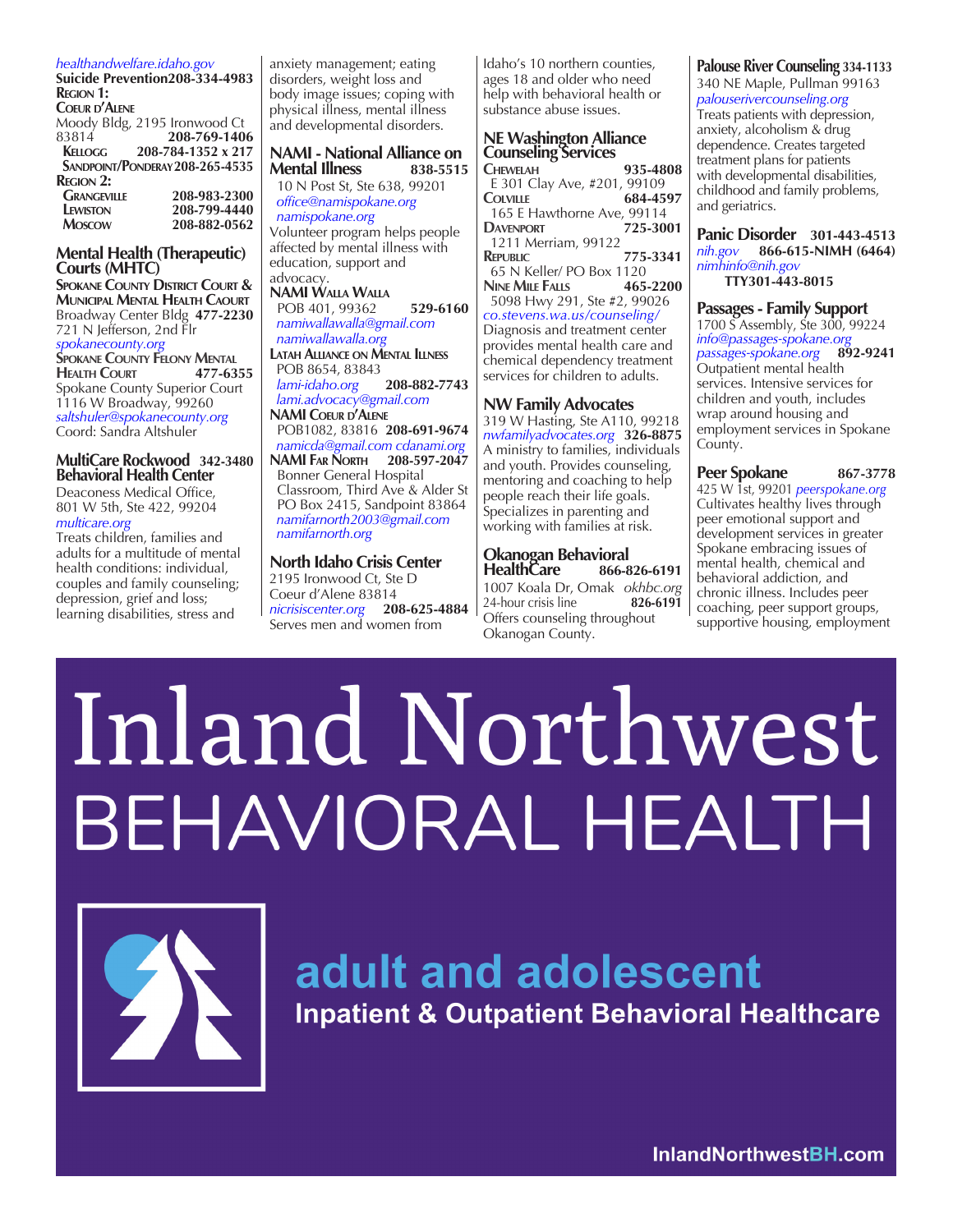*healthandwelfare.idaho.gov*
**Suicide Prevention 208-334-4983**

**Region 1:**
**Coeur d'Alene**
Moody Bldg, 2195 Ironwood Ct 83814 **208-769-1406**
**Kellogg** **208-784-1352 x 217**
**Sandpoint/Ponderay 208-265-4535**

**Region 2:**
**Grangeville** **208-983-2300**
**Lewiston** **208-799-4440**
**Moscow** **208-882-0562**

## Mental Health (Therapeutic) Courts (MHTC)

**Spokane County District Court & Municipal Mental Health Caourt**
Broadway Center Bldg **477-2230**
721 N Jefferson, 2nd Flr
*spokanecounty.org*

**Spokane County Felony Mental Health Court** **477-6355**
Spokane County Superior Court
1116 W Broadway, 99260
*saltshuler@spokanecounty.org*
Coord: Sandra Altshuler

## MultiCare Rockwood Behavioral Health Center **342-3480**

Deaconess Medical Office, 801 W 5th, Ste 422, 99204
*multicare.org*
Treats children, families and adults for a multitude of mental health conditions: individual, couples and family counseling; depression, grief and loss; learning disabilities, stress and anxiety management; eating disorders, weight loss and body image issues; coping with physical illness, mental illness and developmental disorders.

## NAMI - National Alliance on Mental Illness **838-5515**

10 N Post St, Ste 638, 99201
*office@namispokane.org*
*namispokane.org*
Volunteer program helps people affected by mental illness with education, support and advocacy.

**NAMI Walla Walla**
POB 401, 99362 **529-6160**
*namiwallawalla@gmail.com*
*namiwallawalla.org*

**Latah Alliance on Mental Illness**
POB 8654, 83843
*lami-idaho.org* **208-882-7743**
*lami.advocacy@gmail.com*

**NAMI Coeur d'Alene**
POB1082, 83816 **208-691-9674**
*namicda@gmail.com cdanami.org*

**NAMI Far North** **208-597-2047**
Bonner General Hospital Classroom, Third Ave & Alder St
PO Box 2415, Sandpoint 83864
*namifarnorth2003@gmail.com*
*namifarnorth.org*

## North Idaho Crisis Center

2195 Ironwood Ct, Ste D
Coeur d'Alene 83814
*nicrisiscenter.org* **208-625-4884**
Serves men and women from Idaho's 10 northern counties, ages 18 and older who need help with behavioral health or substance abuse issues.

## NE Washington Alliance Counseling Services

**Chewelah** **935-4808**
E 301 Clay Ave, #201, 99109
**Colville** **684-4597**
165 E Hawthorne Ave, 99114
**Davenport** **725-3001**
1211 Merriam, 99122
**Republic** **775-3341**
65 N Keller/ PO Box 1120
**Nine Mile Falls** **465-2200**
5098 Hwy 291, Ste #2, 99026
*co.stevens.wa.us/counseling/*
Diagnosis and treatment center provides mental health care and chemical dependency treatment services for children to adults.

## NW Family Advocates

319 W Hasting, Ste A110, 99218
*nwfamilyadvocates.org* **326-8875**
A ministry to families, individuals and youth. Provides counseling, mentoring and coaching to help people reach their life goals. Specializes in parenting and working with families at risk.

## Okanogan Behavioral HealthCare **866-826-6191**

1007 Koala Dr, Omak *okhbc.org*
24-hour crisis line **826-6191**
Offers counseling throughout Okanogan County.

## Palouse River Counseling **334-1133**

340 NE Maple, Pullman 99163
*palouserivercounseling.org*
Treats patients with depression, anxiety, alcoholism & drug dependence. Creates targeted treatment plans for patients with developmental disabilities, childhood and family problems, and geriatrics.

## Panic Disorder **301-443-4513**

*nih.gov* **866-615-NIMH (6464)**
*nimhinfo@nih.gov*
**TTY301-443-8015**

## Passages - Family Support

1700 S Assembly, Ste 300, 99224
*info@passages-spokane.org*
*passages-spokane.org* **892-9241**
Outpatient mental health services. Intensive services for children and youth, includes wrap around housing and employment services in Spokane County.

## Peer Spokane **867-3778**

425 W 1st, 99201 *peerspokane.org*
Cultivates healthy lives through peer emotional support and development services in greater Spokane embracing issues of mental health, chemical and behavioral addiction, and chronic illness. Includes peer coaching, peer support groups, supportive housing, employment

---

# Inland Northwest BEHAVIORAL HEALTH

**adult and adolescent**
**Inpatient & Outpatient Behavioral Healthcare**

**InlandNorthwestBH.com**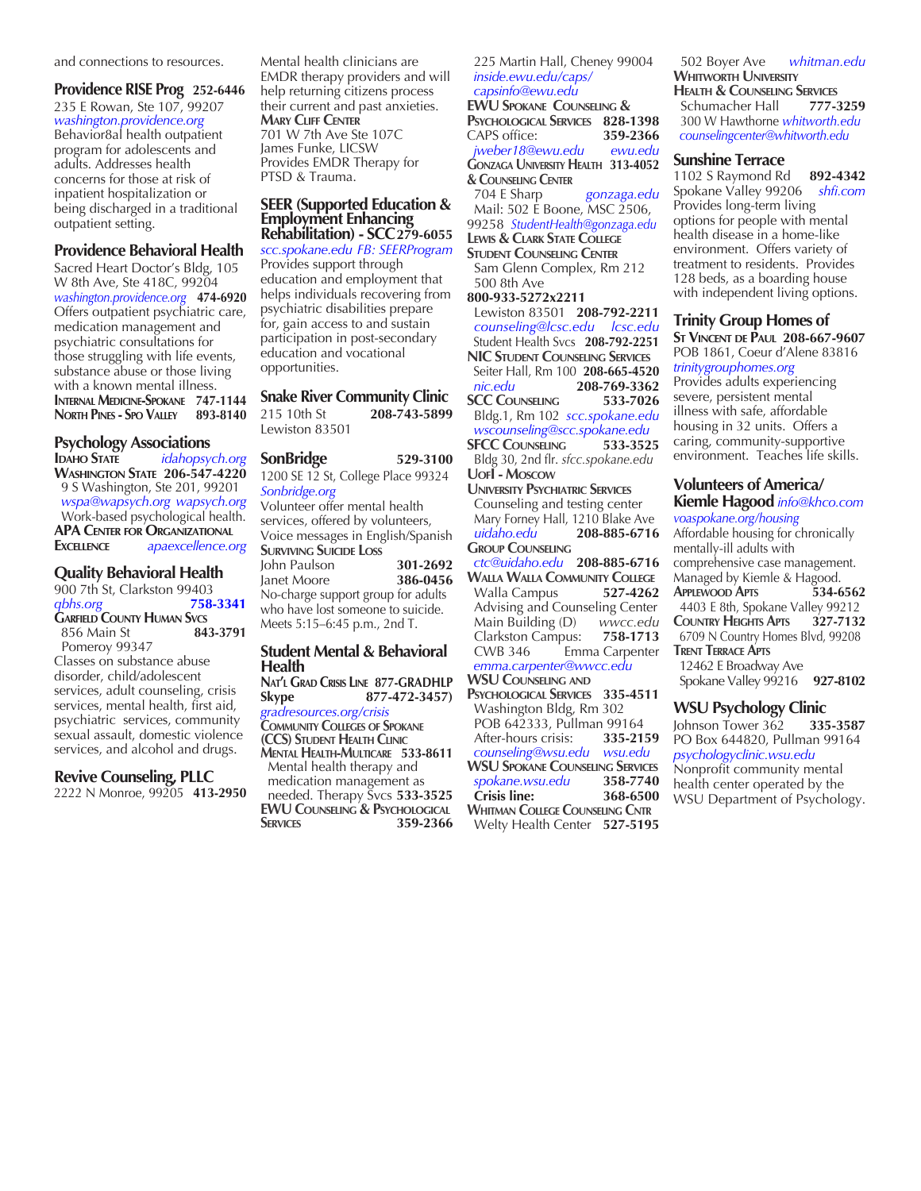and connections to resources.

## Providence RISE Prog **252-6446**
235 E Rowan, Ste 107, 99207
*washington.providence.org*
Behavior8al health outpatient program for adolescents and adults. Addresses health concerns for those at risk of inpatient hospitalization or being discharged in a traditional outpatient setting.

## Providence Behavioral Health
Sacred Heart Doctor's Bldg, 105 W 8th Ave, Ste 418C, 99204
*washington.providence.org* **474-6920**
Offers outpatient psychiatric care, medication management and psychiatric consultations for those struggling with life events, substance abuse or those living with a known mental illness.
**Internal Medicine-Spokane 747-1144**
**North Pines - Spo Valley 893-8140**

## Psychology Associations
**Idaho State** *idahopsych.org*
**Washington State 206-547-4220**
9 S Washington, Ste 201, 99201
*wspa@wapsych.org wapsych.org*
Work-based psychological health.
**APA Center for Organizational Excellence** *apaexcellence.org*

## Quality Behavioral Health
900 7th St, Clarkston 99403
*qbhs.org* **758-3341**
**Garfield County Human Svcs**
856 Main St **843-3791**
Pomeroy 99347
Classes on substance abuse disorder, child/adolescent services, adult counseling, crisis services, mental health, first aid, psychiatric services, community sexual assault, domestic violence services, and alcohol and drugs.

## Revive Counseling, PLLC
2222 N Monroe, 99205 **413-2950**
Mental health clinicians are EMDR therapy providers and will help returning citizens process their current and past anxieties.
**Mary Cliff Center**
701 W 7th Ave Ste 107C
James Funke, LICSW
Provides EMDR Therapy for PTSD & Trauma.

## SEER (Supported Education & Employment Enhancing Rehabilitation) - SCC **279-6055**
*scc.spokane.edu FB: SEERProgram*
Provides support through education and employment that helps individuals recovering from psychiatric disabilities prepare for, gain access to and sustain participation in post-secondary education and vocational opportunities.

## Snake River Community Clinic
215 10th St **208-743-5899**
Lewiston 83501

## SonBridge **529-3100**
1200 SE 12 St, College Place 99324
*Sonbridge.org*
Volunteer offer mental health services, offered by volunteers, Voice messages in English/Spanish
**Surviving Suicide Loss**
John Paulson **301-2692**
Janet Moore **386-0456**
No-charge support group for adults who have lost someone to suicide. Meets 5:15–6:45 p.m., 2nd T.

## Student Mental & Behavioral Health
**Nat'l Grad Crisis Line 877-GRADHLP**
**Skype 877-472-3457)**
*gradresources.org/crisis*
**Community Colleges of Spokane (CCS) Student Health Clinic**
**Mental Health-Multicare 533-8611**
Mental health therapy and medication management as needed. Therapy Svcs **533-3525**
**EWU Counseling & Psychological Services 359-2366**
225 Martin Hall, Cheney 99004
*inside.ewu.edu/caps/*
*capsinfo@ewu.edu*
**EWU Spokane Counseling & Psychological Services 828-1398**
CAPS office: **359-2366**
*jweber18@ewu.edu ewu.edu*
**Gonzaga University Health & Counseling Center 313-4052**
704 E Sharp *gonzaga.edu*
Mail: 502 E Boone, MSC 2506, 99258 *StudentHealth@gonzaga.edu*
**Lewis & Clark State College Student Counseling Center**
Sam Glenn Complex, Rm 212
500 8th Ave
**800-933-5272x2211**
Lewiston 83501 **208-792-2211**
*counseling@lcsc.edu lcsc.edu*
Student Health Svcs **208-792-2251**
**NIC Student Counseling Services**
Seiter Hall, Rm 100 **208-665-4520**
*nic.edu* **208-769-3362**
**SCC Counseling 533-7026**
Bldg.1, Rm 102 *scc.spokane.edu*
*wscounseling@scc.spokane.edu*
**SFCC Counseling 533-3525**
Bldg 30, 2nd flr. *sfcc.spokane.edu*
**UofI - Moscow**
**University Psychiatric Services**
Counseling and testing center
Mary Forney Hall, 1210 Blake Ave
*uidaho.edu* **208-885-6716**
**Group Counseling**
*ctc@uidaho.edu* **208-885-6716**
**Walla Walla Community College**
Walla Campus **527-4262**
Advising and Counseling Center
Main Building (D) *wwcc.edu*
Clarkston Campus: **758-1713**
CWB 346 Emma Carpenter
*emma.carpenter@wwcc.edu*
**WSU Counseling and Psychological Services 335-4511**
Washington Bldg, Rm 302
POB 642333, Pullman 99164
After-hours crisis: **335-2159**
*counseling@wsu.edu wsu.edu*
**WSU Spokane Counseling Services**
*spokane.wsu.edu* **358-7740**
**Crisis line: 368-6500**
**Whitman College Counseling Cntr**
Welty Health Center **527-5195**
502 Boyer Ave *whitman.edu*
**Whitworth University Health & Counseling Services**
Schumacher Hall **777-3259**
300 W Hawthorne *whitworth.edu*
*counselingcenter@whitworth.edu*

## Sunshine Terrace
1102 S Raymond Rd **892-4342**
Spokane Valley 99206 *shfi.com*
Provides long-term living options for people with mental health disease in a home-like environment. Offers variety of treatment to residents. Provides 128 beds, as a boarding house with independent living options.

## Trinity Group Homes of St Vincent de Paul **208-667-9607**
POB 1861, Coeur d'Alene 83816
*trinitygrouphomes.org*
Provides adults experiencing severe, persistent mental illness with safe, affordable housing in 32 units. Offers a caring, community-supportive environment. Teaches life skills.

## Volunteers of America/ Kiemle Hagood *info@khco.com*
*voaspokane.org/housing*
Affordable housing for chronically mentally-ill adults with comprehensive case management. Managed by Kiemle & Hagood.
**Applewood Apts 534-6562**
4403 E 8th, Spokane Valley 99212
**Country Heights Apts 327-7132**
6709 N Country Homes Blvd, 99208
**Trent Terrace Apts**
12462 E Broadway Ave
Spokane Valley 99216 **927-8102**

## WSU Psychology Clinic
Johnson Tower 362 **335-3587**
PO Box 644820, Pullman 99164
*psychologyclinic.wsu.edu*
Nonprofit community mental health center operated by the WSU Department of Psychology.